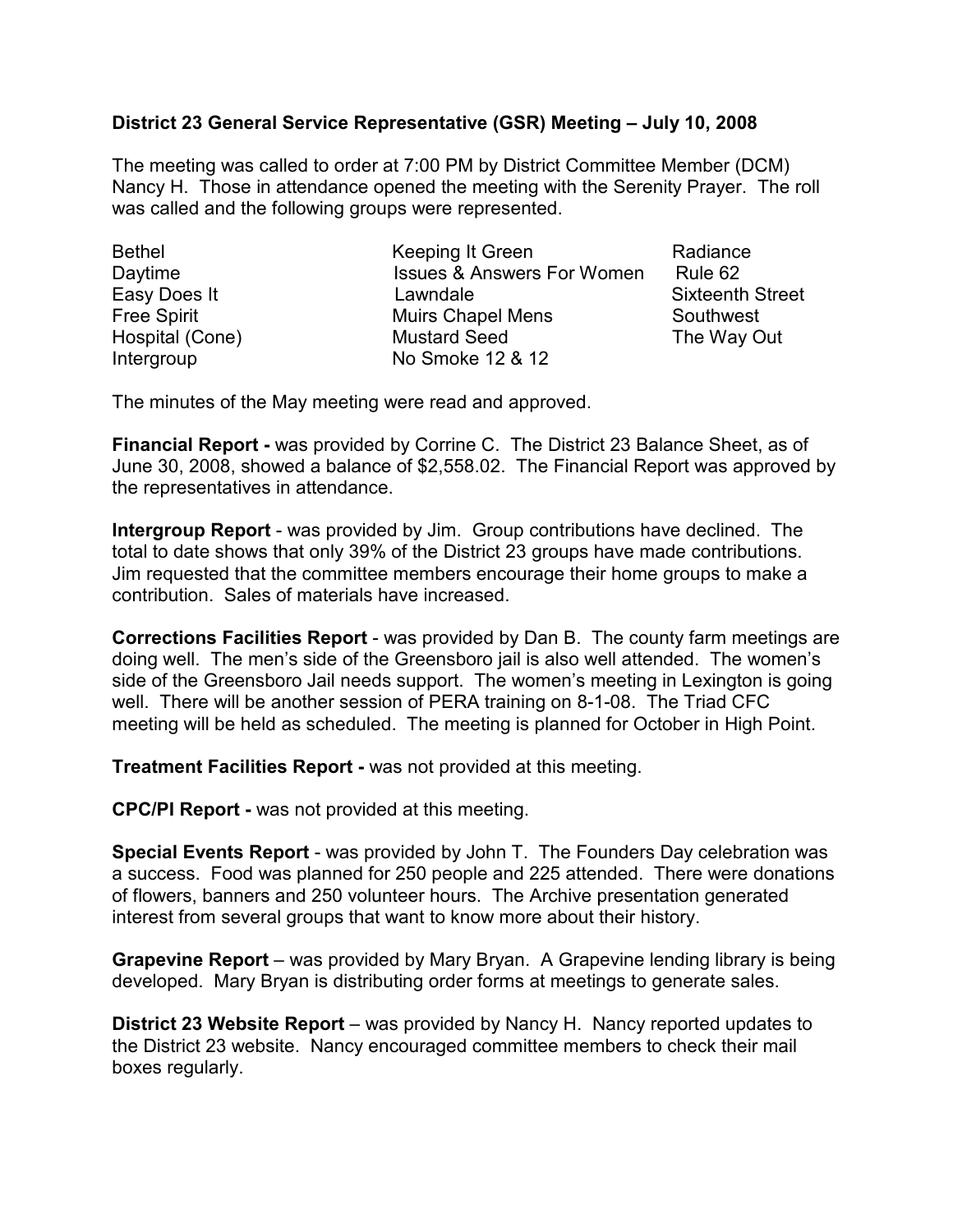**District 23 General Service Representative (GSR) Meeting – July 10, 2008**

The meeting was called to order at 7:00 PM by District Committee Member (DCM) Nancy H. Those in attendance opened the meeting with the Serenity Prayer. The roll was called and the following groups were represented.

| | | |
|---|---|---|
| Bethel | Keeping It Green | Radiance |
| Daytime | Issues & Answers For Women | Rule 62 |
| Easy Does It | Lawndale | Sixteenth Street |
| Free Spirit | Muirs Chapel Mens | Southwest |
| Hospital (Cone) | Mustard Seed | The Way Out |
| Intergroup | No Smoke 12 & 12 | |

The minutes of the May meeting were read and approved.

**Financial Report -** was provided by Corrine C. The District 23 Balance Sheet, as of June 30, 2008, showed a balance of $2,558.02. The Financial Report was approved by the representatives in attendance.

**Intergroup Report** - was provided by Jim. Group contributions have declined. The total to date shows that only 39% of the District 23 groups have made contributions. Jim requested that the committee members encourage their home groups to make a contribution. Sales of materials have increased.

**Corrections Facilities Report** - was provided by Dan B. The county farm meetings are doing well. The men's side of the Greensboro jail is also well attended. The women's side of the Greensboro Jail needs support. The women's meeting in Lexington is going well. There will be another session of PERA training on 8-1-08. The Triad CFC meeting will be held as scheduled. The meeting is planned for October in High Point.

**Treatment Facilities Report -** was not provided at this meeting.

**CPC/PI Report -** was not provided at this meeting.

**Special Events Report** - was provided by John T. The Founders Day celebration was a success. Food was planned for 250 people and 225 attended. There were donations of flowers, banners and 250 volunteer hours. The Archive presentation generated interest from several groups that want to know more about their history.

**Grapevine Report** – was provided by Mary Bryan. A Grapevine lending library is being developed. Mary Bryan is distributing order forms at meetings to generate sales.

**District 23 Website Report** – was provided by Nancy H. Nancy reported updates to the District 23 website. Nancy encouraged committee members to check their mail boxes regularly.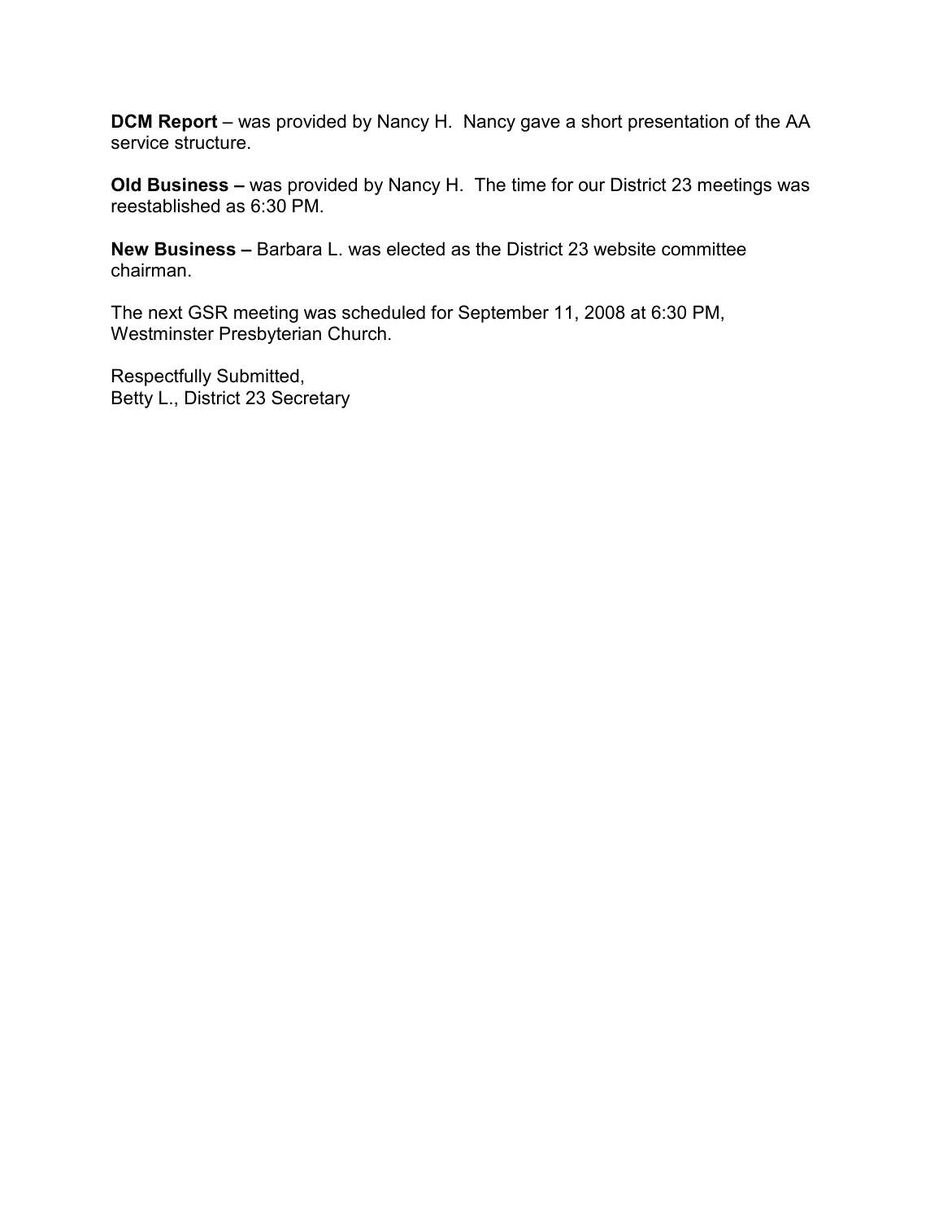**DCM Report** – was provided by Nancy H. Nancy gave a short presentation of the AA service structure.

**Old Business –** was provided by Nancy H. The time for our District 23 meetings was reestablished as 6:30 PM.

**New Business –** Barbara L. was elected as the District 23 website committee chairman.

The next GSR meeting was scheduled for September 11, 2008 at 6:30 PM, Westminster Presbyterian Church.

Respectfully Submitted,
Betty L., District 23 Secretary